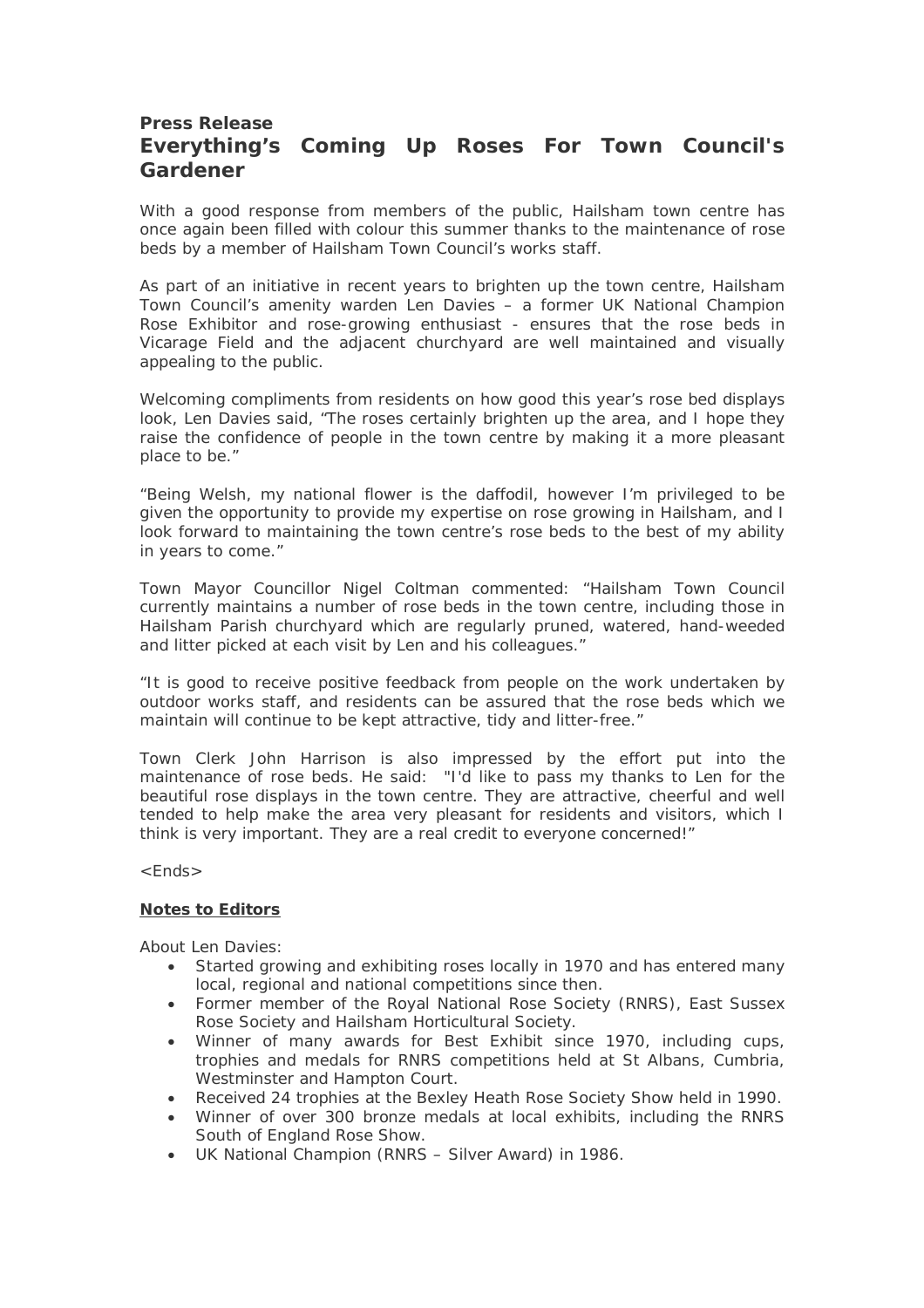**Press Release**

# Everything's Coming Up Roses For Town Council's Gardener

With a good response from members of the public, Hailsham town centre has once again been filled with colour this summer thanks to the maintenance of rose beds by a member of Hailsham Town Council's works staff.

As part of an initiative in recent years to brighten up the town centre, Hailsham Town Council's amenity warden Len Davies – a former UK National Champion Rose Exhibitor and rose-growing enthusiast - ensures that the rose beds in Vicarage Field and the adjacent churchyard are well maintained and visually appealing to the public.

Welcoming compliments from residents on how good this year's rose bed displays look, Len Davies said, "The roses certainly brighten up the area, and I hope they raise the confidence of people in the town centre by making it a more pleasant place to be."

"Being Welsh, my national flower is the daffodil, however I'm privileged to be given the opportunity to provide my expertise on rose growing in Hailsham, and I look forward to maintaining the town centre's rose beds to the best of my ability in years to come."

Town Mayor Councillor Nigel Coltman commented: "Hailsham Town Council currently maintains a number of rose beds in the town centre, including those in Hailsham Parish churchyard which are regularly pruned, watered, hand-weeded and litter picked at each visit by Len and his colleagues."

"It is good to receive positive feedback from people on the work undertaken by outdoor works staff, and residents can be assured that the rose beds which we maintain will continue to be kept attractive, tidy and litter-free."

Town Clerk John Harrison is also impressed by the effort put into the maintenance of rose beds. He said: "I'd like to pass my thanks to Len for the beautiful rose displays in the town centre. They are attractive, cheerful and well tended to help make the area very pleasant for residents and visitors, which I think is very important. They are a real credit to everyone concerned!"

<Ends>

**Notes to Editors**

About Len Davies:

- Started growing and exhibiting roses locally in 1970 and has entered many local, regional and national competitions since then.
- Former member of the Royal National Rose Society (RNRS), East Sussex Rose Society and Hailsham Horticultural Society.
- Winner of many awards for Best Exhibit since 1970, including cups, trophies and medals for RNRS competitions held at St Albans, Cumbria, Westminster and Hampton Court.
- Received 24 trophies at the Bexley Heath Rose Society Show held in 1990.
- Winner of over 300 bronze medals at local exhibits, including the RNRS South of England Rose Show.
- UK National Champion (RNRS – Silver Award) in 1986.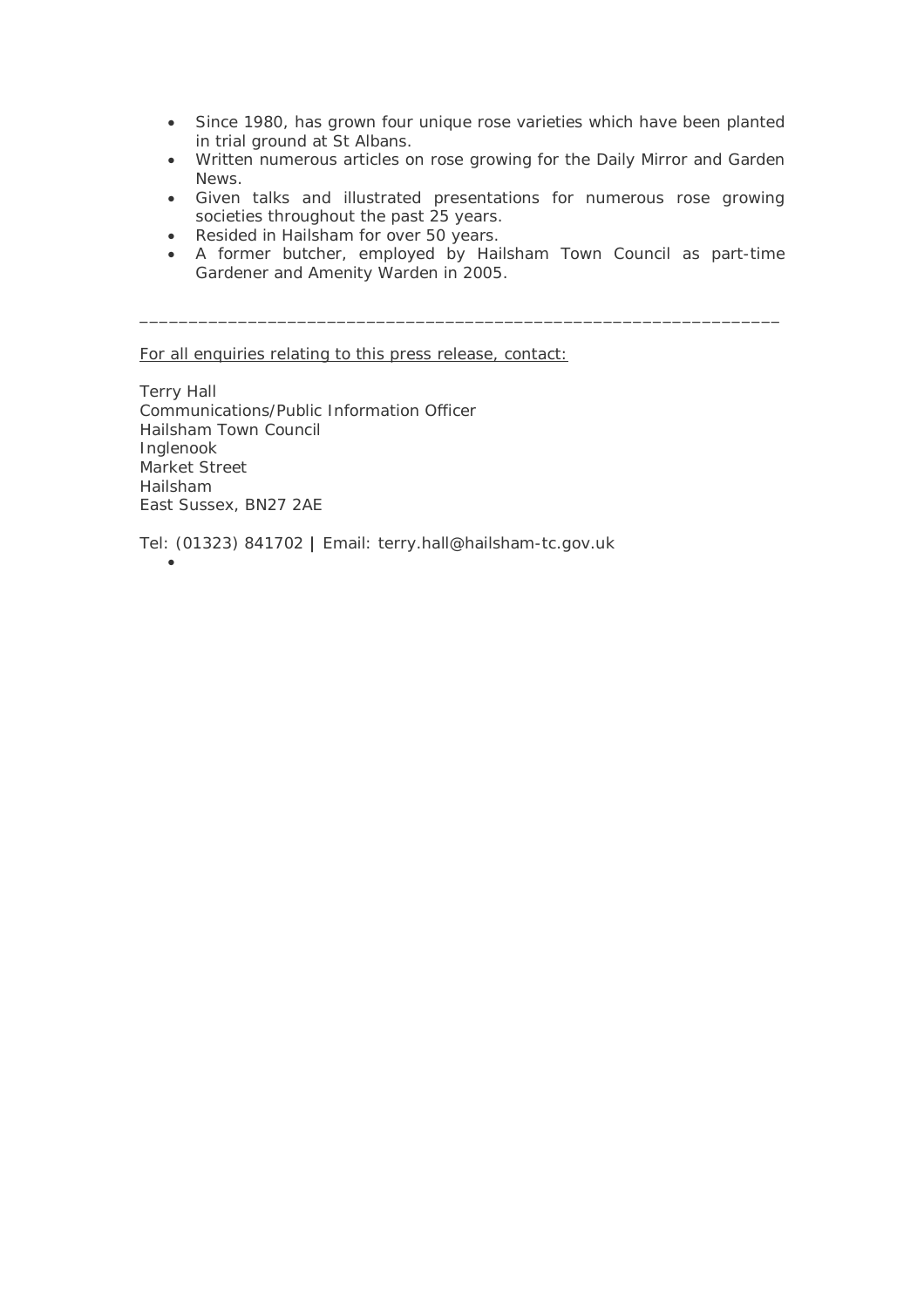- Since 1980, has grown four unique rose varieties which have been planted in trial ground at St Albans.
- Written numerous articles on rose growing for the Daily Mirror and Garden News.
- Given talks and illustrated presentations for numerous rose growing societies throughout the past 25 years.
- Resided in Hailsham for over 50 years.
- A former butcher, employed by Hailsham Town Council as part-time Gardener and Amenity Warden in 2005.

---

For all enquiries relating to this press release, contact:

Terry Hall
Communications/Public Information Officer
Hailsham Town Council
Inglenook
Market Street
Hailsham
East Sussex, BN27 2AE

Tel: (01323) 841702 | Email: terry.hall@hailsham-tc.gov.uk